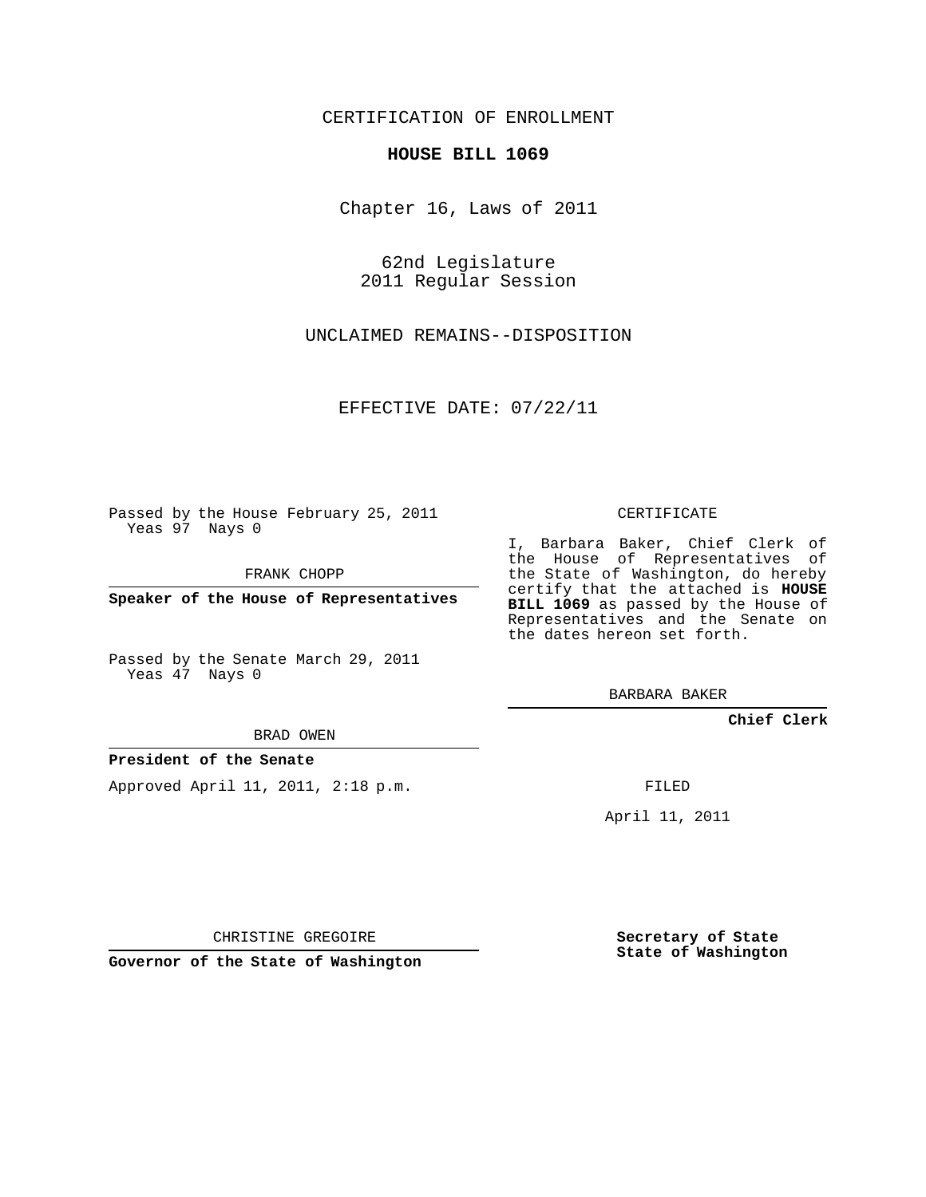CERTIFICATION OF ENROLLMENT

**HOUSE BILL 1069**

Chapter 16, Laws of 2011

62nd Legislature
2011 Regular Session

UNCLAIMED REMAINS--DISPOSITION

EFFECTIVE DATE: 07/22/11

Passed by the House February 25, 2011
Yeas 97 Nays 0

FRANK CHOPP

**Speaker of the House of Representatives**

Passed by the Senate March 29, 2011
Yeas 47 Nays 0

BRAD OWEN

**President of the Senate**

Approved April 11, 2011, 2:18 p.m.

CHRISTINE GREGOIRE

**Governor of the State of Washington**

CERTIFICATE

I, Barbara Baker, Chief Clerk of the House of Representatives of the State of Washington, do hereby certify that the attached is **HOUSE BILL 1069** as passed by the House of Representatives and the Senate on the dates hereon set forth.

BARBARA BAKER

**Chief Clerk**

FILED

April 11, 2011

**Secretary of State**
**State of Washington**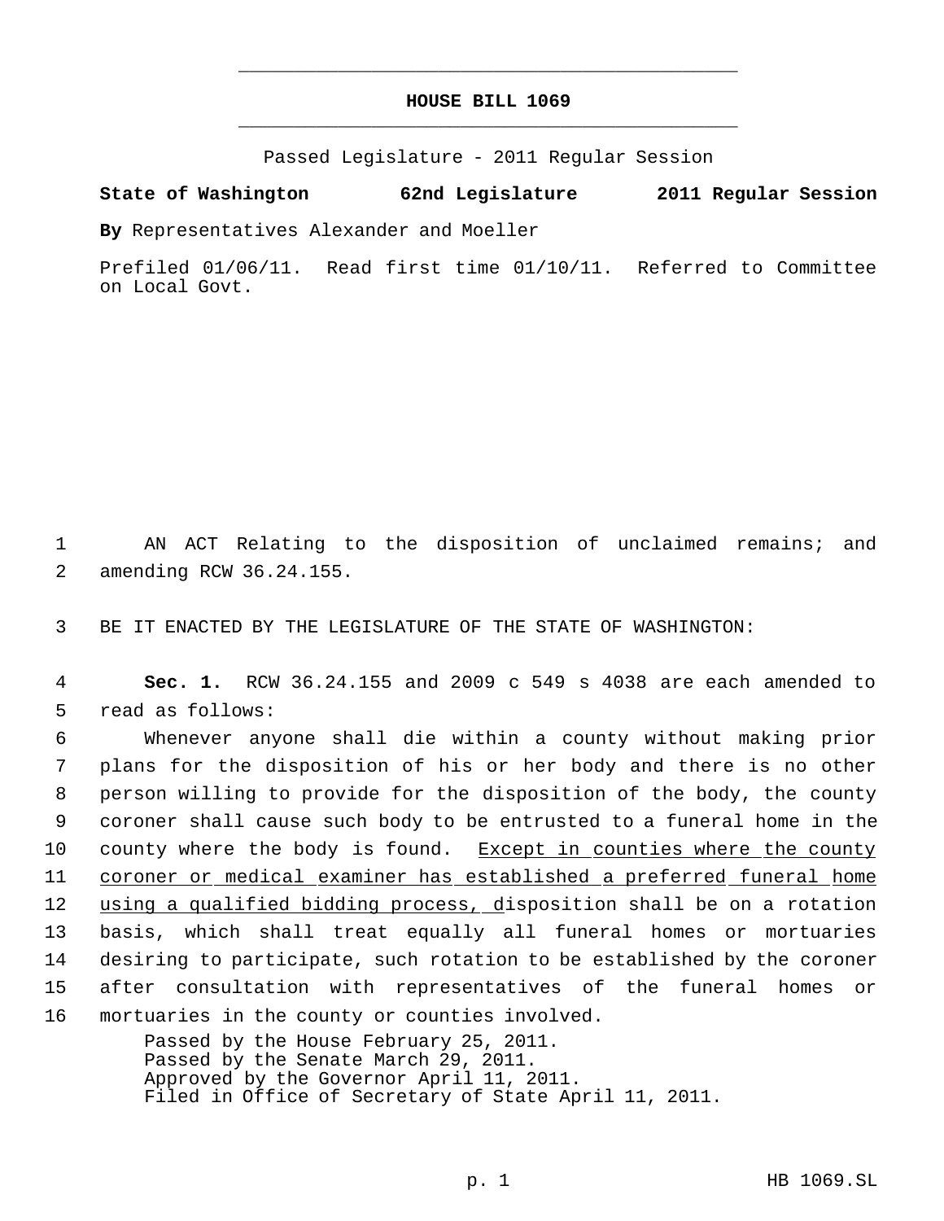# HOUSE BILL 1069

Passed Legislature - 2011 Regular Session

**State of Washington 62nd Legislature 2011 Regular Session**

**By** Representatives Alexander and Moeller

Prefiled 01/06/11. Read first time 01/10/11. Referred to Committee on Local Govt.

1 AN ACT Relating to the disposition of unclaimed remains; and
2 amending RCW 36.24.155.

3 BE IT ENACTED BY THE LEGISLATURE OF THE STATE OF WASHINGTON:

4 **Sec. 1.** RCW 36.24.155 and 2009 c 549 s 4038 are each amended to
5 read as follows:

6 Whenever anyone shall die within a county without making prior
7 plans for the disposition of his or her body and there is no other
8 person willing to provide for the disposition of the body, the county
9 coroner shall cause such body to be entrusted to a funeral home in the
10 county where the body is found. <u>Except in counties where the county</u>
11 <u>coroner or medical examiner has established a preferred funeral home</u>
12 <u>using a qualified bidding process, d</u>isposition shall be on a rotation
13 basis, which shall treat equally all funeral homes or mortuaries
14 desiring to participate, such rotation to be established by the coroner
15 after consultation with representatives of the funeral homes or
16 mortuaries in the county or counties involved.

Passed by the House February 25, 2011.
Passed by the Senate March 29, 2011.
Approved by the Governor April 11, 2011.
Filed in Office of Secretary of State April 11, 2011.